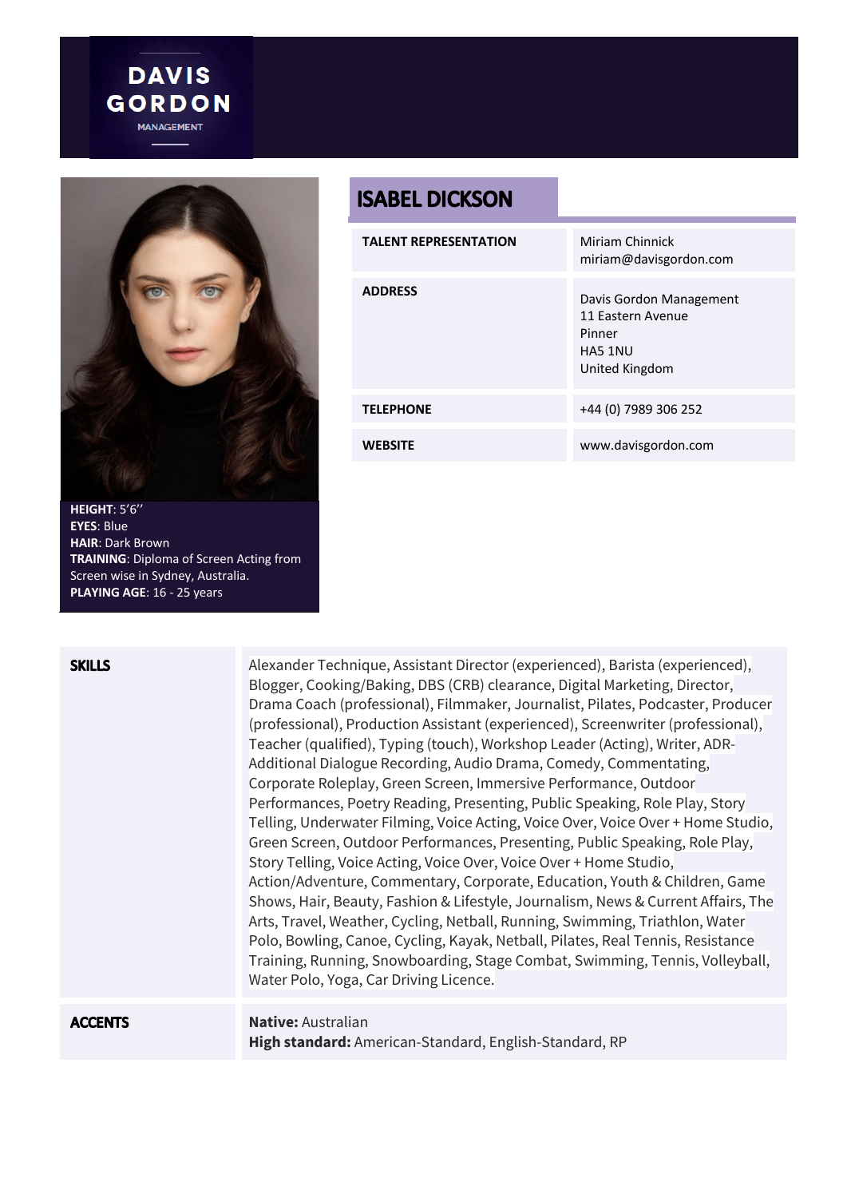**DAVIS GORDON**
MANAGEMENT

# ISABEL DICKSON

| | |
|---|---|
| **TALENT REPRESENTATION** | Miriam Chinnick<br>miriam@davisgordon.com |
| **ADDRESS** | Davis Gordon Management<br>11 Eastern Avenue<br>Pinner<br>HA5 1NU<br>United Kingdom |
| **TELEPHONE** | +44 (0) 7989 306 252 |
| **WEBSITE** | www.davisgordon.com |

**HEIGHT**: 5’6’’
**EYES**: Blue
**HAIR**: Dark Brown
**TRAINING**: Diploma of Screen Acting from Screen wise in Sydney, Australia.
**PLAYING AGE**: 16 - 25 years

| | |
|---|---|
| **SKILLS** | Alexander Technique, Assistant Director (experienced), Barista (experienced), Blogger, Cooking/Baking, DBS (CRB) clearance, Digital Marketing, Director, Drama Coach (professional), Filmmaker, Journalist, Pilates, Podcaster, Producer (professional), Production Assistant (experienced), Screenwriter (professional), Teacher (qualified), Typing (touch), Workshop Leader (Acting), Writer, ADR-Additional Dialogue Recording, Audio Drama, Comedy, Commentating, Corporate Roleplay, Green Screen, Immersive Performance, Outdoor Performances, Poetry Reading, Presenting, Public Speaking, Role Play, Story Telling, Underwater Filming, Voice Acting, Voice Over, Voice Over + Home Studio, Green Screen, Outdoor Performances, Presenting, Public Speaking, Role Play, Story Telling, Voice Acting, Voice Over, Voice Over + Home Studio, Action/Adventure, Commentary, Corporate, Education, Youth & Children, Game Shows, Hair, Beauty, Fashion & Lifestyle, Journalism, News & Current Affairs, The Arts, Travel, Weather, Cycling, Netball, Running, Swimming, Triathlon, Water Polo, Bowling, Canoe, Cycling, Kayak, Netball, Pilates, Real Tennis, Resistance Training, Running, Snowboarding, Stage Combat, Swimming, Tennis, Volleyball, Water Polo, Yoga, Car Driving Licence. |
| **ACCENTS** | **Native:** Australian<br>**High standard:** American-Standard, English-Standard, RP |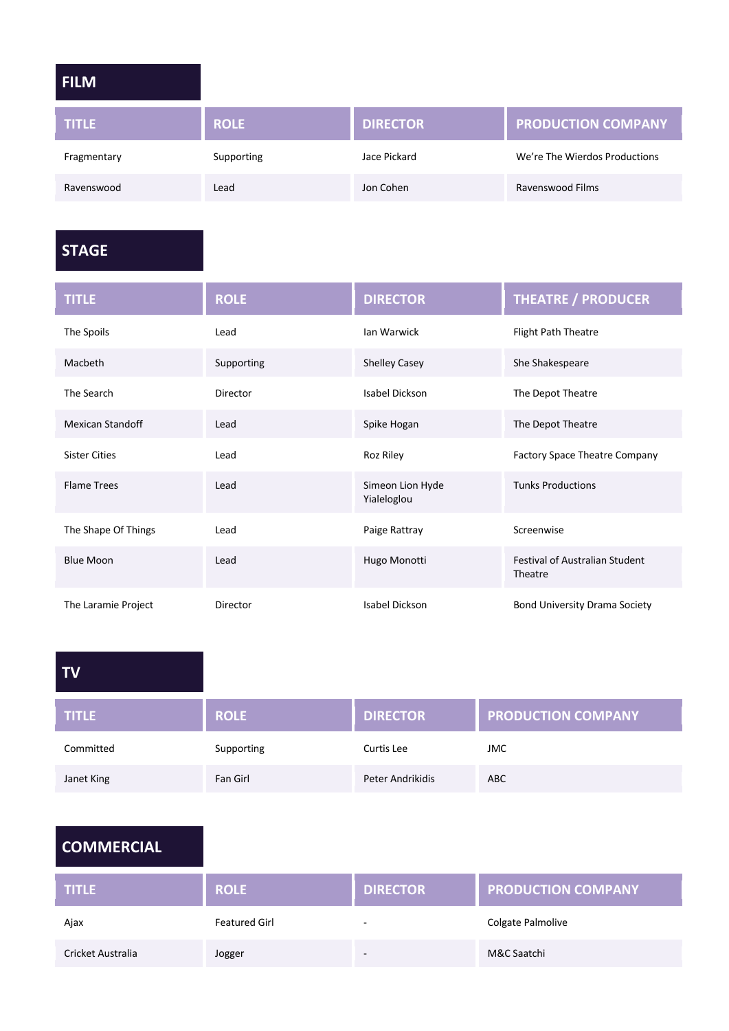## FILM

| TITLE | ROLE | DIRECTOR | PRODUCTION COMPANY |
|---|---|---|---|
| Fragmentary | Supporting | Jace Pickard | We’re The Wierdos Productions |
| Ravenswood | Lead | Jon Cohen | Ravenswood Films |

## STAGE

| TITLE | ROLE | DIRECTOR | THEATRE / PRODUCER |
|---|---|---|---|
| The Spoils | Lead | Ian Warwick | Flight Path Theatre |
| Macbeth | Supporting | Shelley Casey | She Shakespeare |
| The Search | Director | Isabel Dickson | The Depot Theatre |
| Mexican Standoff | Lead | Spike Hogan | The Depot Theatre |
| Sister Cities | Lead | Roz Riley | Factory Space Theatre Company |
| Flame Trees | Lead | Simeon Lion Hyde Yialeloglou | Tunks Productions |
| The Shape Of Things | Lead | Paige Rattray | Screenwise |
| Blue Moon | Lead | Hugo Monotti | Festival of Australian Student Theatre |
| The Laramie Project | Director | Isabel Dickson | Bond University Drama Society |

## TV

| TITLE | ROLE | DIRECTOR | PRODUCTION COMPANY |
|---|---|---|---|
| Committed | Supporting | Curtis Lee | JMC |
| Janet King | Fan Girl | Peter Andrikidis | ABC |

## COMMERCIAL

| TITLE | ROLE | DIRECTOR | PRODUCTION COMPANY |
|---|---|---|---|
| Ajax | Featured Girl | - | Colgate Palmolive |
| Cricket Australia | Jogger | - | M&C Saatchi |